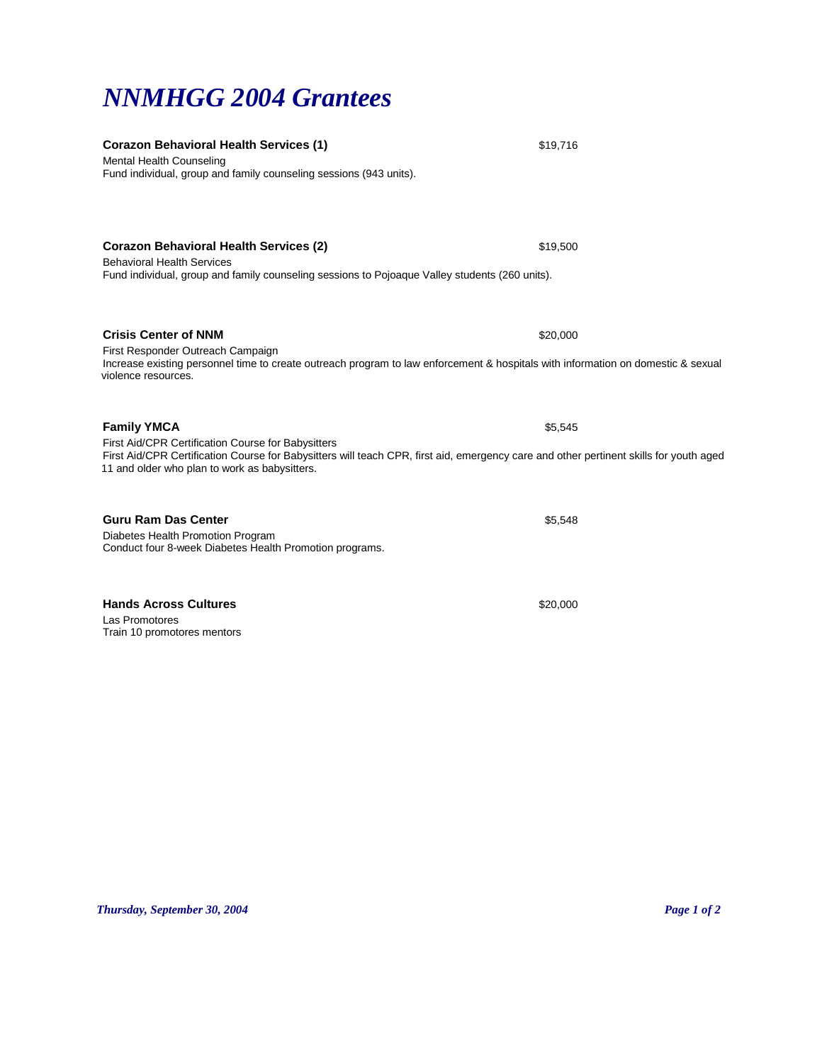# *NNMHGG 2004 Grantees*

**Corazon Behavioral Health Services (1)** $19,716

Mental Health Counseling

Fund individual, group and family counseling sessions (943 units).

**Corazon Behavioral Health Services (2)** $19,500

Behavioral Health Services

Fund individual, group and family counseling sessions to Pojoaque Valley students (260 units).

**Crisis Center of NNM** $20,000

First Responder Outreach Campaign

Increase existing personnel time to create outreach program to law enforcement & hospitals with information on domestic & sexual violence resources.

**Family YMCA** $5,545

First Aid/CPR Certification Course for Babysitters

First Aid/CPR Certification Course for Babysitters will teach CPR, first aid, emergency care and other pertinent skills for youth aged 11 and older who plan to work as babysitters.

**Guru Ram Das Center** $5,548

Diabetes Health Promotion Program

Conduct four 8-week Diabetes Health Promotion programs.

**Hands Across Cultures** $20,000

Las Promotores

Train 10 promotores mentors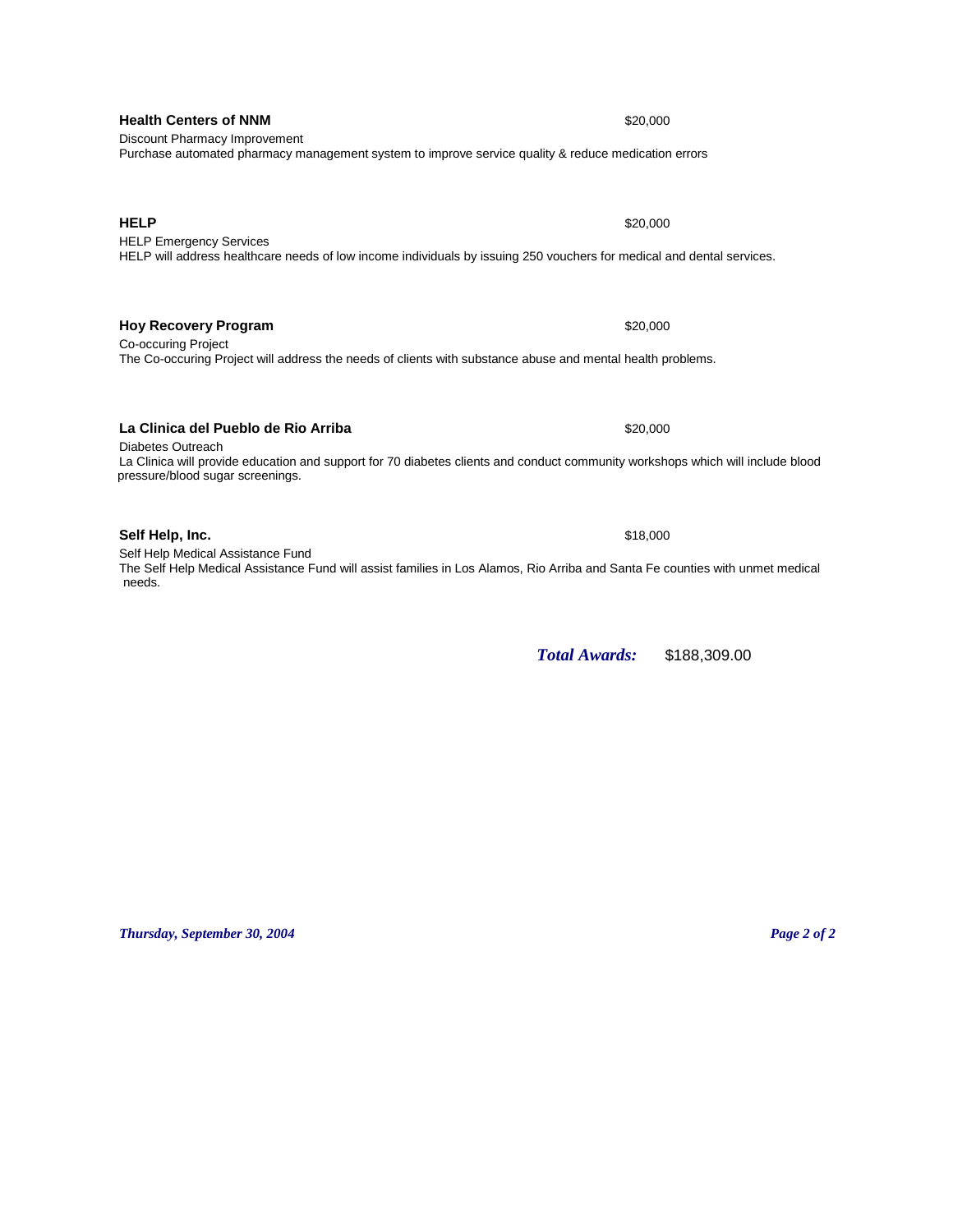**Health Centers of NNM** $20,000

Discount Pharmacy Improvement

Purchase automated pharmacy management system to improve service quality & reduce medication errors

**HELP** $20,000

HELP Emergency Services

HELP will address healthcare needs of low income individuals by issuing 250 vouchers for medical and dental services.

**Hoy Recovery Program** $20,000

Co-occuring Project

The Co-occuring Project will address the needs of clients with substance abuse and mental health problems.

**La Clinica del Pueblo de Rio Arriba** $20,000

Diabetes Outreach

La Clinica will provide education and support for 70 diabetes clients and conduct community workshops which will include blood pressure/blood sugar screenings.

**Self Help, Inc.** $18,000

Self Help Medical Assistance Fund

The Self Help Medical Assistance Fund will assist families in Los Alamos, Rio Arriba and Santa Fe counties with unmet medical needs.

***Total Awards:*** $188,309.00

*Thursday, September 30, 2004*